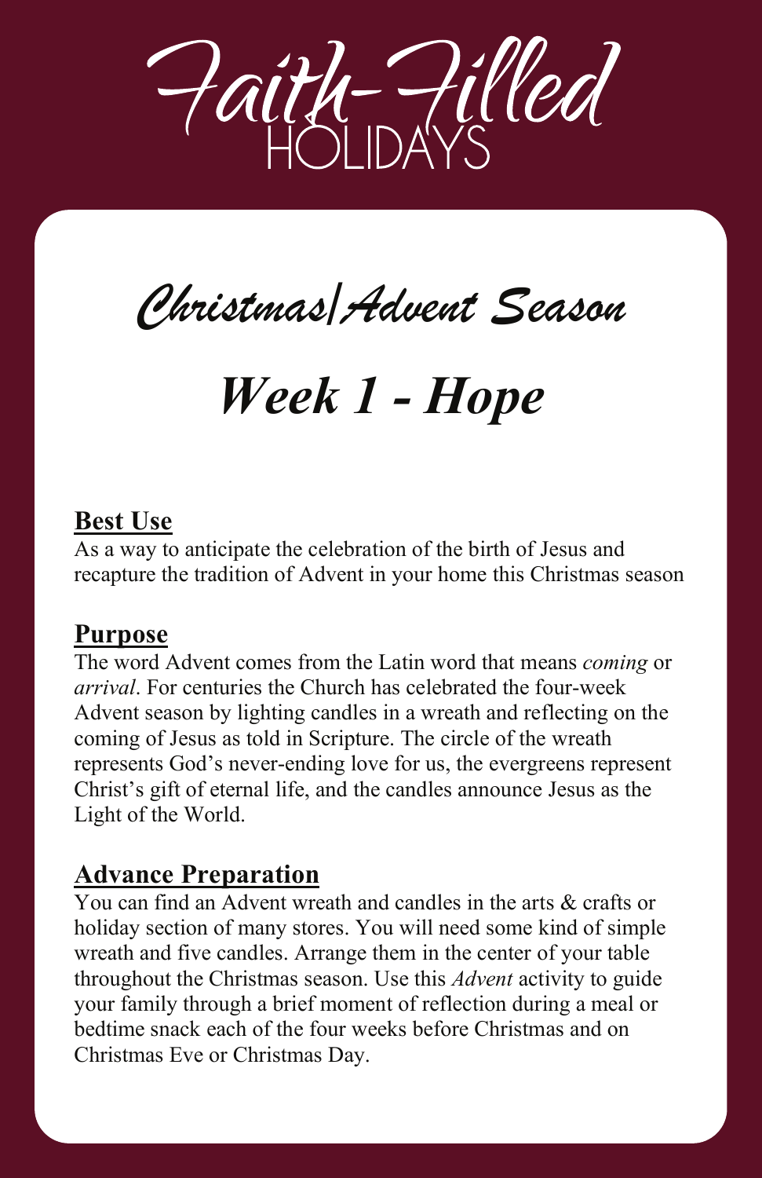# Faith-Filled HOLIDAYS

## *Christmas/Advent Season*

# *Week 1 - Hope*

### Best Use

As a way to anticipate the celebration of the birth of Jesus and recapture the tradition of Advent in your home this Christmas season

### Purpose

The word Advent comes from the Latin word that means *coming* or *arrival*. For centuries the Church has celebrated the four-week Advent season by lighting candles in a wreath and reflecting on the coming of Jesus as told in Scripture. The circle of the wreath represents God's never-ending love for us, the evergreens represent Christ's gift of eternal life, and the candles announce Jesus as the Light of the World.

### Advance Preparation

You can find an Advent wreath and candles in the arts & crafts or holiday section of many stores. You will need some kind of simple wreath and five candles. Arrange them in the center of your table throughout the Christmas season. Use this *Advent* activity to guide your family through a brief moment of reflection during a meal or bedtime snack each of the four weeks before Christmas and on Christmas Eve or Christmas Day.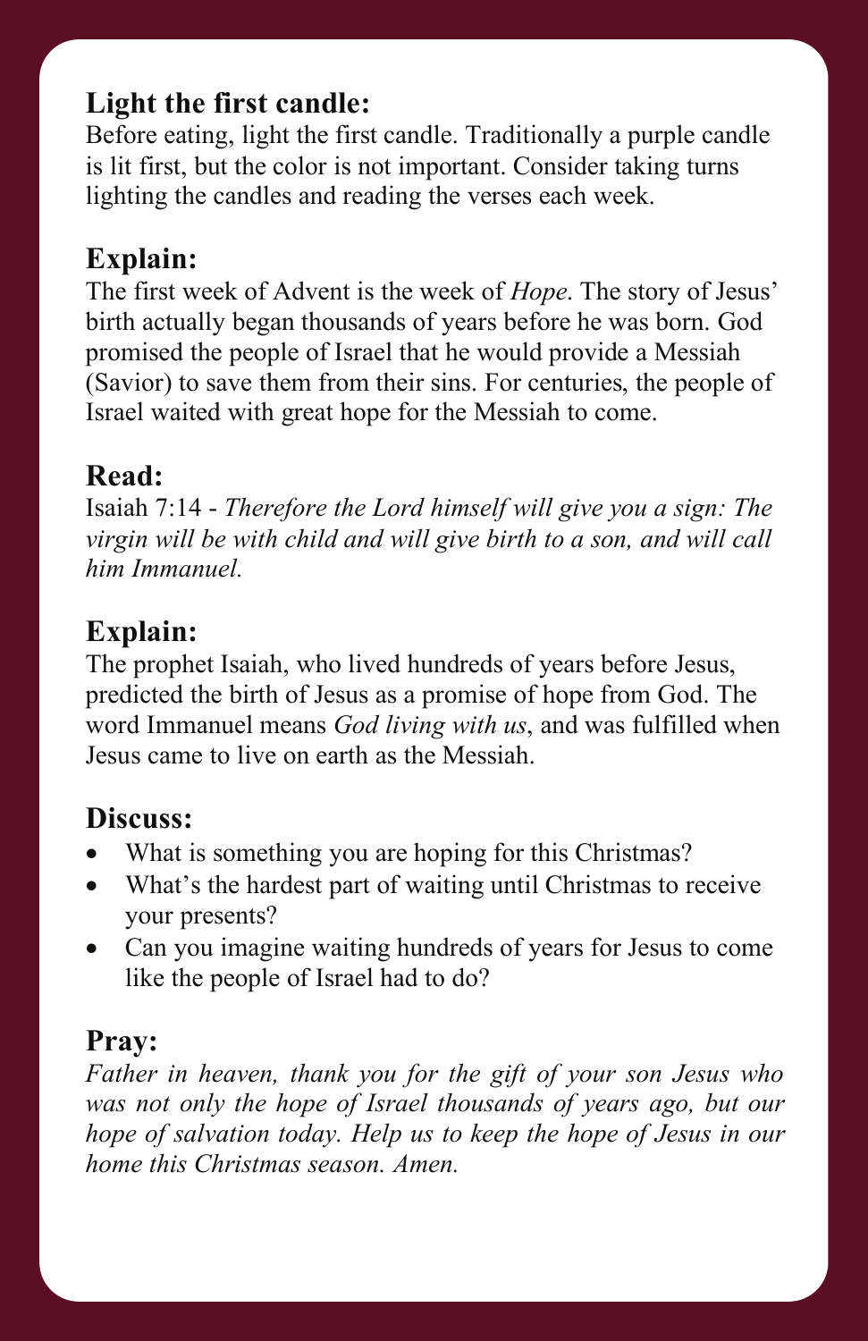## Light the first candle:

Before eating, light the first candle. Traditionally a purple candle is lit first, but the color is not important. Consider taking turns lighting the candles and reading the verses each week.

## Explain:

The first week of Advent is the week of *Hope*. The story of Jesus' birth actually began thousands of years before he was born. God promised the people of Israel that he would provide a Messiah (Savior) to save them from their sins. For centuries, the people of Israel waited with great hope for the Messiah to come.

## Read:

Isaiah 7:14 - *Therefore the Lord himself will give you a sign: The virgin will be with child and will give birth to a son, and will call him Immanuel.*

## Explain:

The prophet Isaiah, who lived hundreds of years before Jesus, predicted the birth of Jesus as a promise of hope from God. The word Immanuel means *God living with us*, and was fulfilled when Jesus came to live on earth as the Messiah.

## Discuss:

- What is something you are hoping for this Christmas?
- What's the hardest part of waiting until Christmas to receive your presents?
- Can you imagine waiting hundreds of years for Jesus to come like the people of Israel had to do?

## Pray:

*Father in heaven, thank you for the gift of your son Jesus who was not only the hope of Israel thousands of years ago, but our hope of salvation today. Help us to keep the hope of Jesus in our home this Christmas season. Amen.*